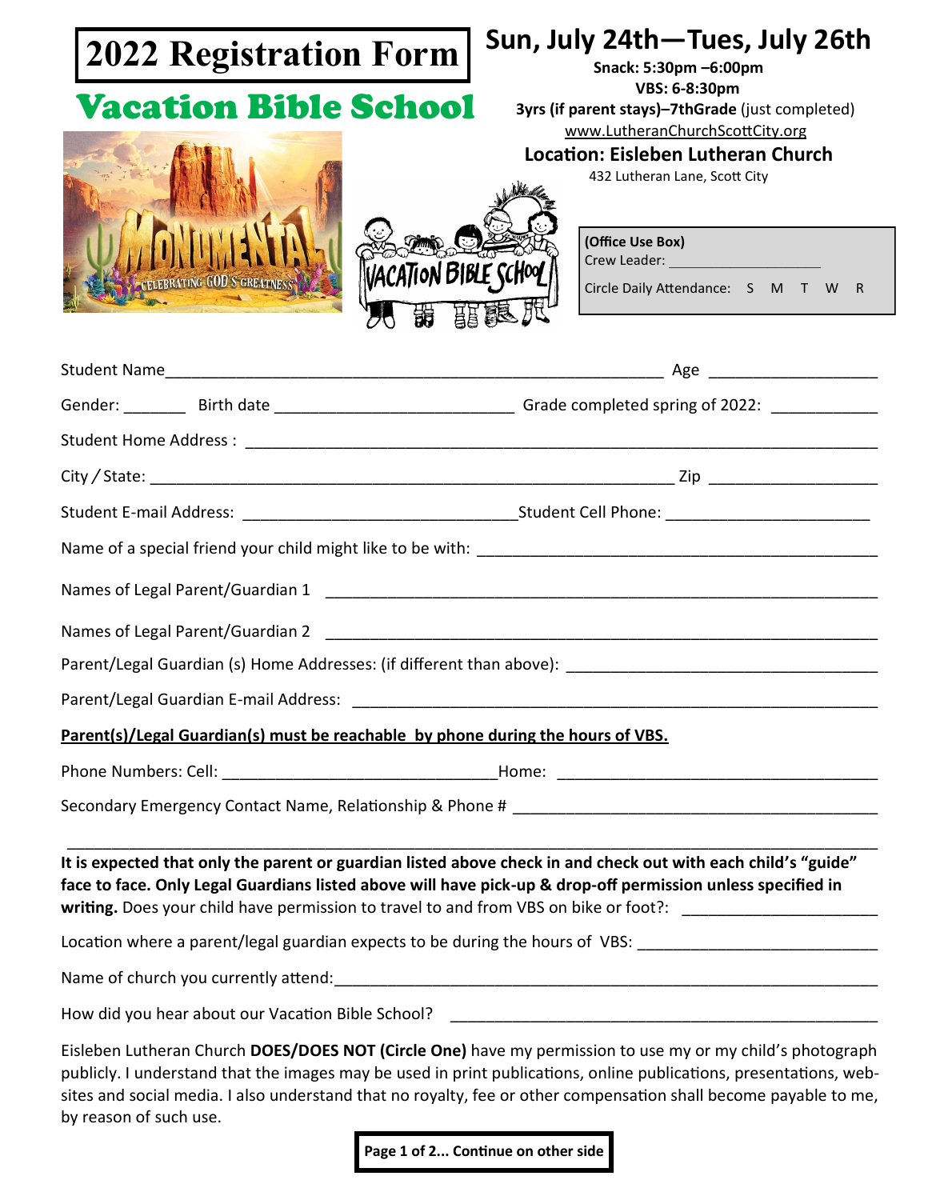# 2022 Registration Form

## Vacation Bible School

## Sun, July 24th—Tues, July 26th

**Snack: 5:30pm –6:00pm**
**VBS: 6-8:30pm**
**3yrs (if parent stays)–7thGrade** (just completed)
www.LutheranChurchScottCity.org

**Location: Eisleben Lutheran Church**
432 Lutheran Lane, Scott City

MONUMENTAL
CELEBRATING GOD'S GREATNESS

VACATION BIBLE SCHOOL

**(Office Use Box)**
Crew Leader: ____________________
Circle Daily Attendance: S M T W R

Student Name__________________________________________________________ Age ____________________

Gender: _______ Birth date ___________________________ Grade completed spring of 2022: ____________

Student Home Address : ________________________________________________________________________

City / State: ___________________________________________________________ Zip ____________________

Student E-mail Address: _______________________________ Student Cell Phone: _______________________

Name of a special friend your child might like to be with: ______________________________________________

Names of Legal Parent/Guardian 1 _______________________________________________________________

Names of Legal Parent/Guardian 2 _______________________________________________________________

Parent/Legal Guardian (s) Home Addresses: (if different than above): ____________________________________

Parent/Legal Guardian E-mail Address: ___________________________________________________________

**Parent(s)/Legal Guardian(s) must be reachable by phone during the hours of VBS.**

Phone Numbers: Cell: _______________________________ Home: ____________________________________

Secondary Emergency Contact Name, Relationship & Phone # ________________________________________

______________________________________________________________________________________________

**It is expected that only the parent or guardian listed above check in and check out with each child's "guide" face to face. Only Legal Guardians listed above will have pick-up & drop-off permission unless specified in writing.** Does your child have permission to travel to and from VBS on bike or foot?: ______________________

Location where a parent/legal guardian expects to be during the hours of VBS: __________________________

Name of church you currently attend: _____________________________________________________________

How did you hear about our Vacation Bible School? _________________________________________________

Eisleben Lutheran Church **DOES/DOES NOT (Circle One)** have my permission to use my or my child's photograph publicly. I understand that the images may be used in print publications, online publications, presentations, web-sites and social media. I also understand that no royalty, fee or other compensation shall become payable to me, by reason of such use.

**Page 1 of 2... Continue on other side**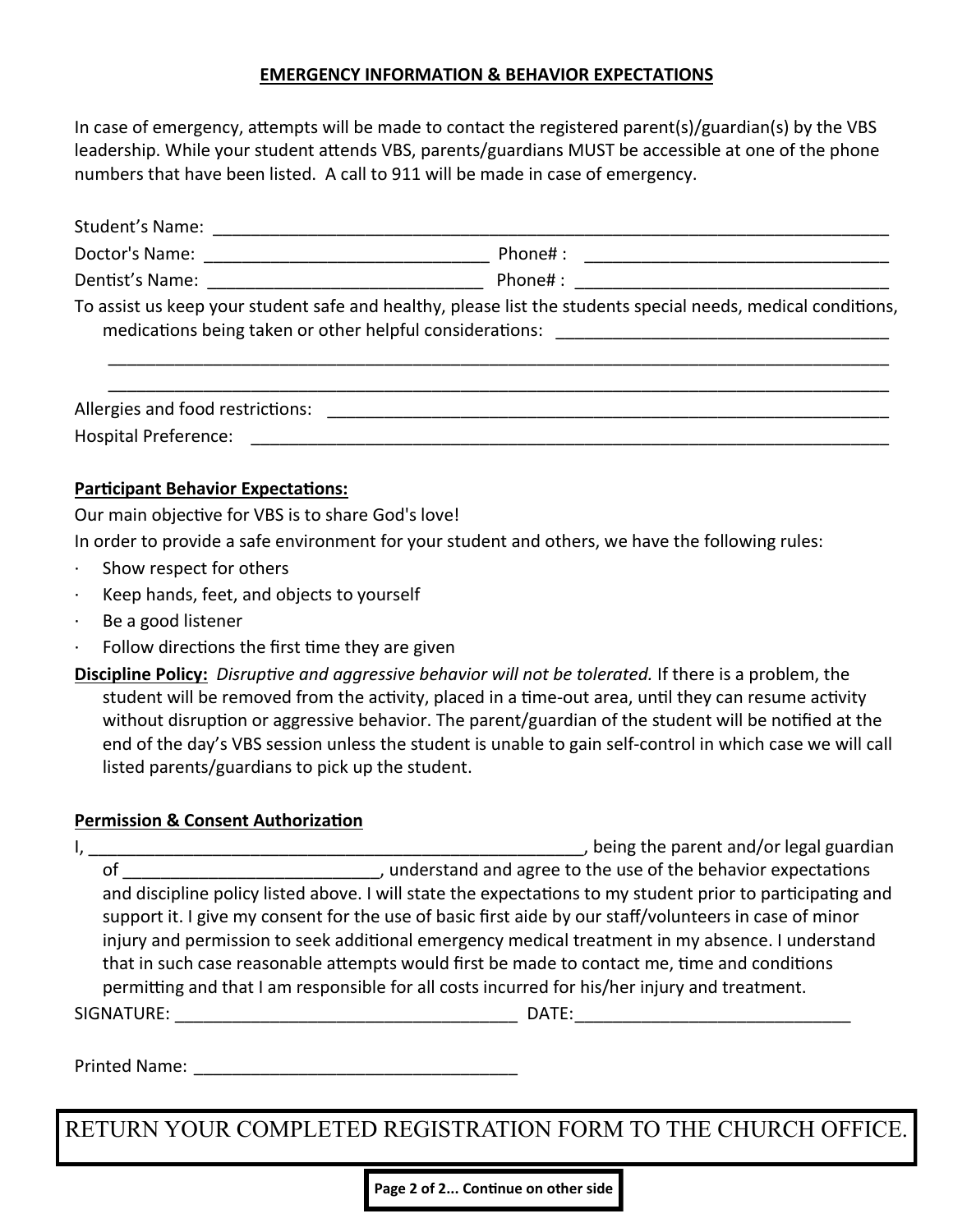## EMERGENCY INFORMATION & BEHAVIOR EXPECTATIONS

In case of emergency, attempts will be made to contact the registered parent(s)/guardian(s) by the VBS leadership. While your student attends VBS, parents/guardians MUST be accessible at one of the phone numbers that have been listed. A call to 911 will be made in case of emergency.

Student's Name: ___________________________________________________________________________

Doctor's Name: _______________________________ Phone# : _________________________________

Dentist's Name: ______________________________ Phone# : __________________________________

To assist us keep your student safe and healthy, please list the students special needs, medical conditions, medications being taken or other helpful considerations: ___________________________________

_________________________________________________________________________________

_________________________________________________________________________________

Allergies and food restrictions: ______________________________________________________________

Hospital Preference: ____________________________________________________________________

**Participant Behavior Expectations:**

Our main objective for VBS is to share God's love!

In order to provide a safe environment for your student and others, we have the following rules:

- Show respect for others
- Keep hands, feet, and objects to yourself
- Be a good listener
- Follow directions the first time they are given

**Discipline Policy:** *Disruptive and aggressive behavior will not be tolerated.* If there is a problem, the student will be removed from the activity, placed in a time-out area, until they can resume activity without disruption or aggressive behavior. The parent/guardian of the student will be notified at the end of the day's VBS session unless the student is unable to gain self-control in which case we will call listed parents/guardians to pick up the student.

**Permission & Consent Authorization**

I, _____________________________________________________, being the parent and/or legal guardian of ___________________________, understand and agree to the use of the behavior expectations and discipline policy listed above. I will state the expectations to my student prior to participating and support it. I give my consent for the use of basic first aide by our staff/volunteers in case of minor injury and permission to seek additional emergency medical treatment in my absence. I understand that in such case reasonable attempts would first be made to contact me, time and conditions permitting and that I am responsible for all costs incurred for his/her injury and treatment.

SIGNATURE: ____________________________________ DATE:_____________________________

Printed Name: __________________________________

RETURN YOUR COMPLETED REGISTRATION FORM TO THE CHURCH OFFICE.

Page 2 of 2... Continue on other side